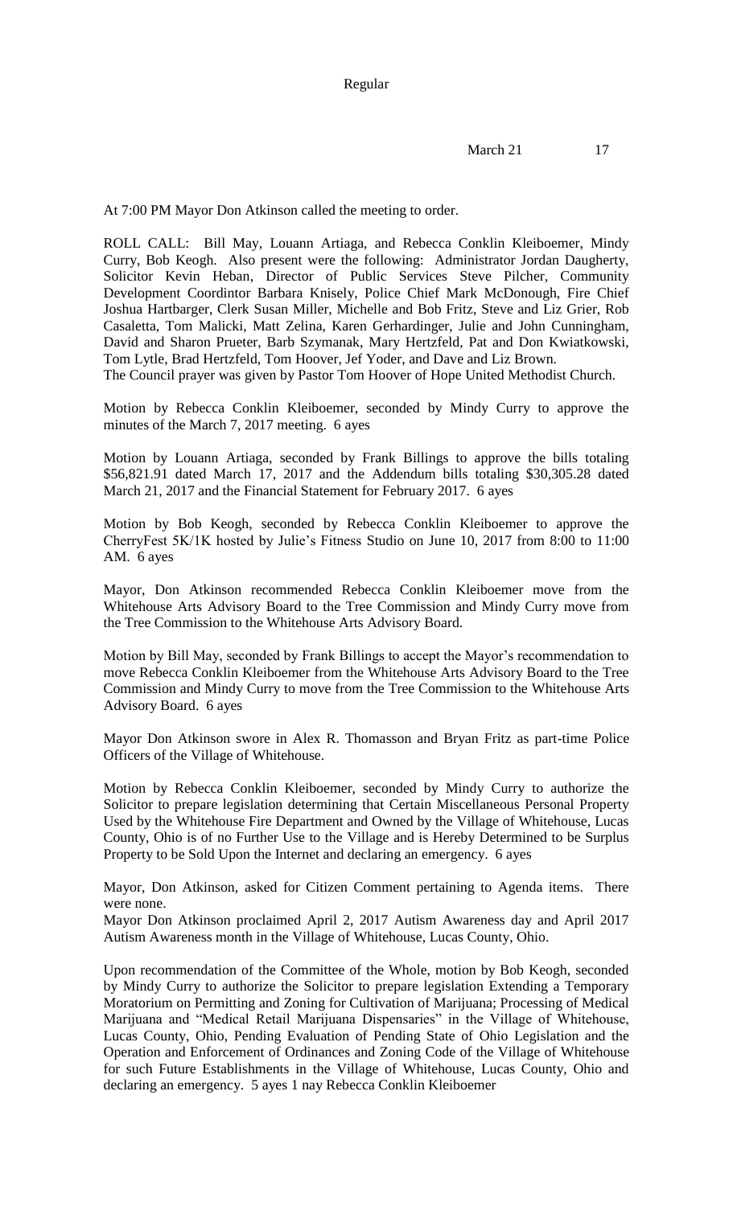Regular

March 21 17

At 7:00 PM Mayor Don Atkinson called the meeting to order.

ROLL CALL: Bill May, Louann Artiaga, and Rebecca Conklin Kleiboemer, Mindy Curry, Bob Keogh. Also present were the following: Administrator Jordan Daugherty, Solicitor Kevin Heban, Director of Public Services Steve Pilcher, Community Development Coordintor Barbara Knisely, Police Chief Mark McDonough, Fire Chief Joshua Hartbarger, Clerk Susan Miller, Michelle and Bob Fritz, Steve and Liz Grier, Rob Casaletta, Tom Malicki, Matt Zelina, Karen Gerhardinger, Julie and John Cunningham, David and Sharon Prueter, Barb Szymanak, Mary Hertzfeld, Pat and Don Kwiatkowski, Tom Lytle, Brad Hertzfeld, Tom Hoover, Jef Yoder, and Dave and Liz Brown.
The Council prayer was given by Pastor Tom Hoover of Hope United Methodist Church.

Motion by Rebecca Conklin Kleiboemer, seconded by Mindy Curry to approve the minutes of the March 7, 2017 meeting. 6 ayes

Motion by Louann Artiaga, seconded by Frank Billings to approve the bills totaling $56,821.91 dated March 17, 2017 and the Addendum bills totaling $30,305.28 dated March 21, 2017 and the Financial Statement for February 2017. 6 ayes

Motion by Bob Keogh, seconded by Rebecca Conklin Kleiboemer to approve the CherryFest 5K/1K hosted by Julie's Fitness Studio on June 10, 2017 from 8:00 to 11:00 AM. 6 ayes

Mayor, Don Atkinson recommended Rebecca Conklin Kleiboemer move from the Whitehouse Arts Advisory Board to the Tree Commission and Mindy Curry move from the Tree Commission to the Whitehouse Arts Advisory Board.

Motion by Bill May, seconded by Frank Billings to accept the Mayor's recommendation to move Rebecca Conklin Kleiboemer from the Whitehouse Arts Advisory Board to the Tree Commission and Mindy Curry to move from the Tree Commission to the Whitehouse Arts Advisory Board. 6 ayes

Mayor Don Atkinson swore in Alex R. Thomasson and Bryan Fritz as part-time Police Officers of the Village of Whitehouse.

Motion by Rebecca Conklin Kleiboemer, seconded by Mindy Curry to authorize the Solicitor to prepare legislation determining that Certain Miscellaneous Personal Property Used by the Whitehouse Fire Department and Owned by the Village of Whitehouse, Lucas County, Ohio is of no Further Use to the Village and is Hereby Determined to be Surplus Property to be Sold Upon the Internet and declaring an emergency. 6 ayes

Mayor, Don Atkinson, asked for Citizen Comment pertaining to Agenda items. There were none.
Mayor Don Atkinson proclaimed April 2, 2017 Autism Awareness day and April 2017 Autism Awareness month in the Village of Whitehouse, Lucas County, Ohio.

Upon recommendation of the Committee of the Whole, motion by Bob Keogh, seconded by Mindy Curry to authorize the Solicitor to prepare legislation Extending a Temporary Moratorium on Permitting and Zoning for Cultivation of Marijuana; Processing of Medical Marijuana and "Medical Retail Marijuana Dispensaries" in the Village of Whitehouse, Lucas County, Ohio, Pending Evaluation of Pending State of Ohio Legislation and the Operation and Enforcement of Ordinances and Zoning Code of the Village of Whitehouse for such Future Establishments in the Village of Whitehouse, Lucas County, Ohio and declaring an emergency. 5 ayes 1 nay Rebecca Conklin Kleiboemer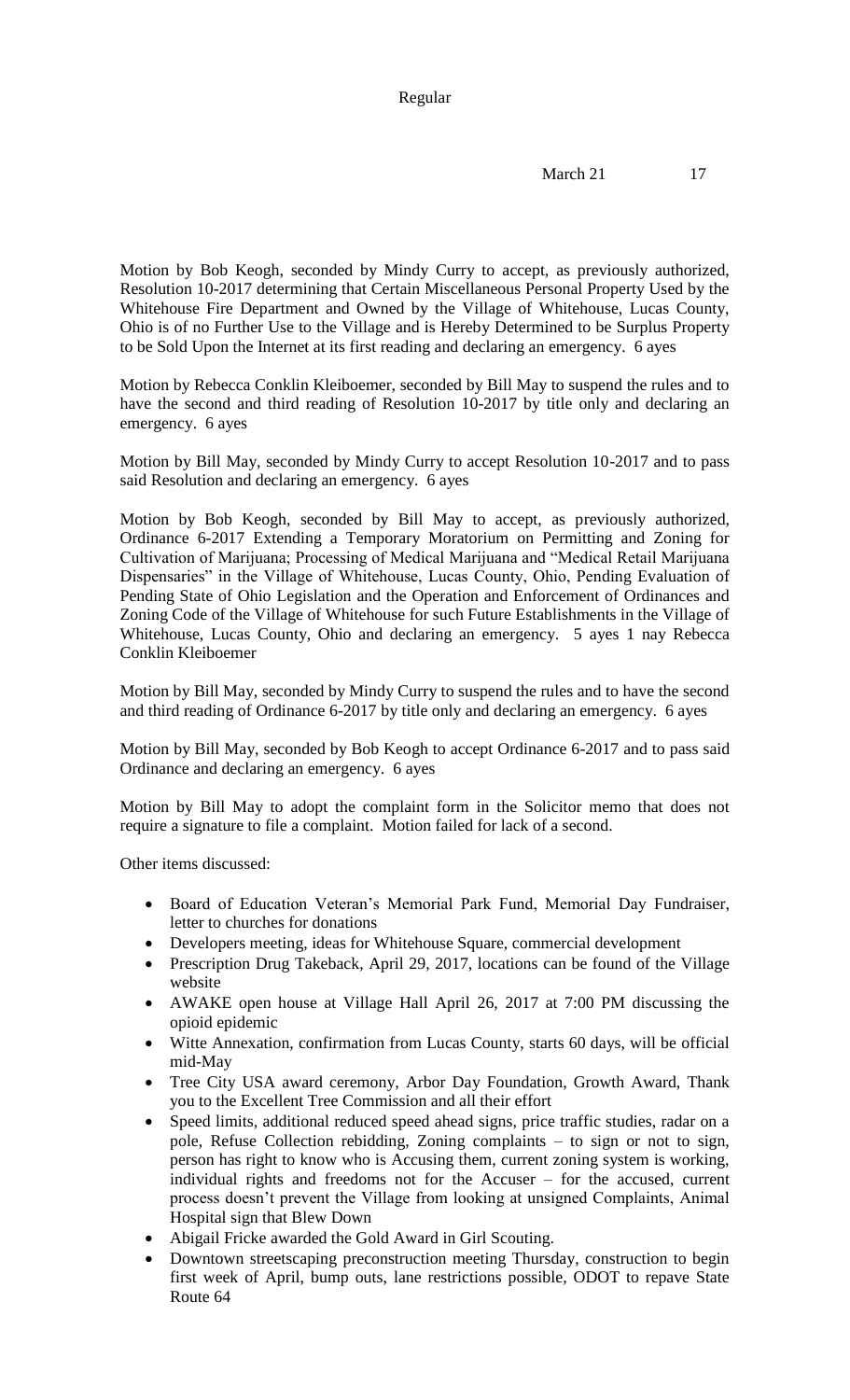Motion by Bob Keogh, seconded by Mindy Curry to accept, as previously authorized, Resolution 10-2017 determining that Certain Miscellaneous Personal Property Used by the Whitehouse Fire Department and Owned by the Village of Whitehouse, Lucas County, Ohio is of no Further Use to the Village and is Hereby Determined to be Surplus Property to be Sold Upon the Internet at its first reading and declaring an emergency. 6 ayes

Motion by Rebecca Conklin Kleiboemer, seconded by Bill May to suspend the rules and to have the second and third reading of Resolution 10-2017 by title only and declaring an emergency. 6 ayes

Motion by Bill May, seconded by Mindy Curry to accept Resolution 10-2017 and to pass said Resolution and declaring an emergency. 6 ayes

Motion by Bob Keogh, seconded by Bill May to accept, as previously authorized, Ordinance 6-2017 Extending a Temporary Moratorium on Permitting and Zoning for Cultivation of Marijuana; Processing of Medical Marijuana and "Medical Retail Marijuana Dispensaries" in the Village of Whitehouse, Lucas County, Ohio, Pending Evaluation of Pending State of Ohio Legislation and the Operation and Enforcement of Ordinances and Zoning Code of the Village of Whitehouse for such Future Establishments in the Village of Whitehouse, Lucas County, Ohio and declaring an emergency. 5 ayes 1 nay Rebecca Conklin Kleiboemer

Motion by Bill May, seconded by Mindy Curry to suspend the rules and to have the second and third reading of Ordinance 6-2017 by title only and declaring an emergency. 6 ayes

Motion by Bill May, seconded by Bob Keogh to accept Ordinance 6-2017 and to pass said Ordinance and declaring an emergency. 6 ayes

Motion by Bill May to adopt the complaint form in the Solicitor memo that does not require a signature to file a complaint. Motion failed for lack of a second.

Other items discussed:

- Board of Education Veteran's Memorial Park Fund, Memorial Day Fundraiser, letter to churches for donations
- Developers meeting, ideas for Whitehouse Square, commercial development
- Prescription Drug Takeback, April 29, 2017, locations can be found of the Village website
- AWAKE open house at Village Hall April 26, 2017 at 7:00 PM discussing the opioid epidemic
- Witte Annexation, confirmation from Lucas County, starts 60 days, will be official mid-May
- Tree City USA award ceremony, Arbor Day Foundation, Growth Award, Thank you to the Excellent Tree Commission and all their effort
- Speed limits, additional reduced speed ahead signs, price traffic studies, radar on a pole, Refuse Collection rebidding, Zoning complaints – to sign or not to sign, person has right to know who is Accusing them, current zoning system is working, individual rights and freedoms not for the Accuser – for the accused, current process doesn't prevent the Village from looking at unsigned Complaints, Animal Hospital sign that Blew Down
- Abigail Fricke awarded the Gold Award in Girl Scouting.
- Downtown streetscaping preconstruction meeting Thursday, construction to begin first week of April, bump outs, lane restrictions possible, ODOT to repave State Route 64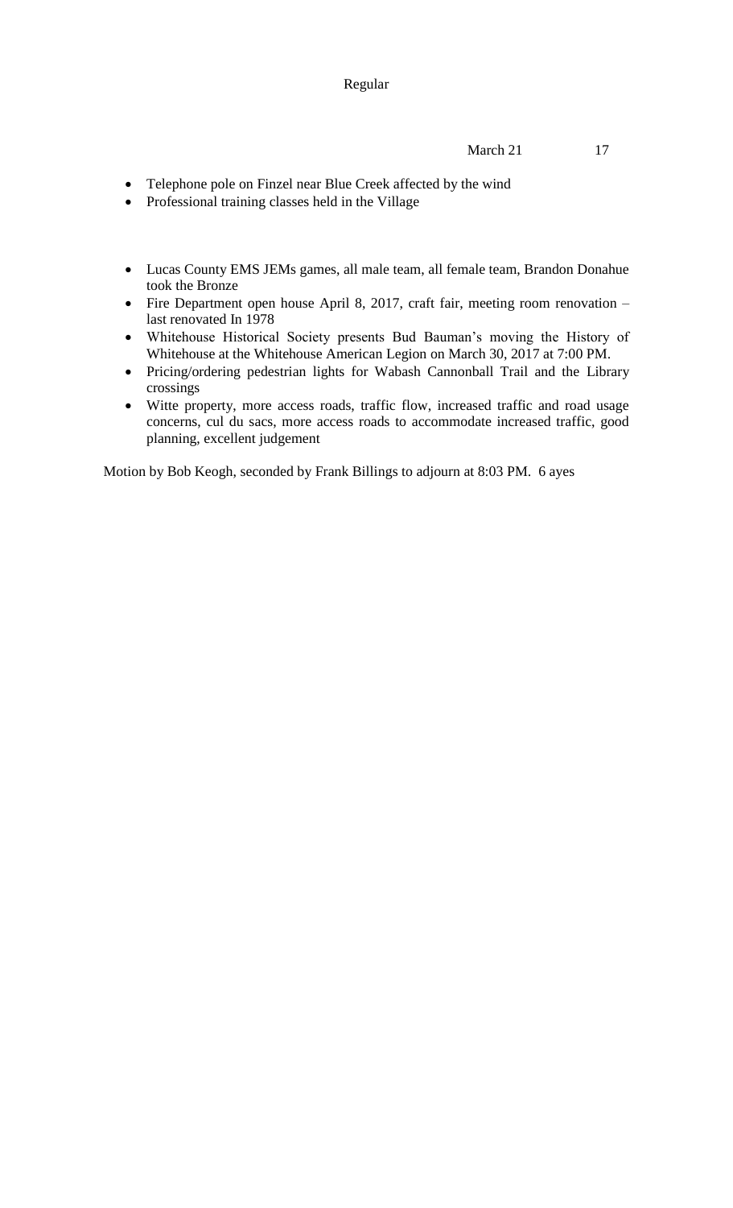- Telephone pole on Finzel near Blue Creek affected by the wind
- Professional training classes held in the Village

- Lucas County EMS JEMs games, all male team, all female team, Brandon Donahue took the Bronze
- Fire Department open house April 8, 2017, craft fair, meeting room renovation – last renovated In 1978
- Whitehouse Historical Society presents Bud Bauman's moving the History of Whitehouse at the Whitehouse American Legion on March 30, 2017 at 7:00 PM.
- Pricing/ordering pedestrian lights for Wabash Cannonball Trail and the Library crossings
- Witte property, more access roads, traffic flow, increased traffic and road usage concerns, cul du sacs, more access roads to accommodate increased traffic, good planning, excellent judgement

Motion by Bob Keogh, seconded by Frank Billings to adjourn at 8:03 PM. 6 ayes